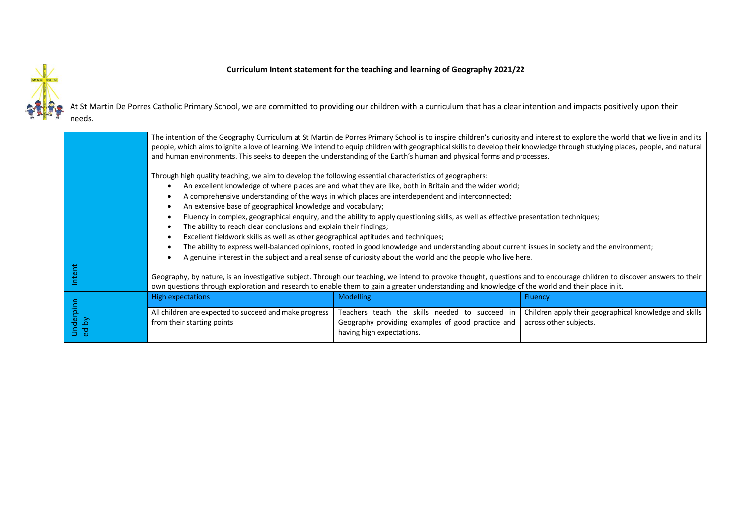**Curriculum Intent statement for the teaching and learning of Geography 2021/22**

At St Martin De Porres Catholic Primary School, we are committed to providing our children with a curriculum that has a clear intention and impacts positively upon their needs.

| Intent | | | |
|---|---|---|---|
| Intent | The intention of the Geography Curriculum at St Martin de Porres Primary School is to inspire children's curiosity and interest to explore the world that we live in and its people, which aims to ignite a love of learning. We intend to equip children with geographical skills to develop their knowledge through studying places, people, and natural and human environments. This seeks to deepen the understanding of the Earth's human and physical forms and processes.<br><br>Through high quality teaching, we aim to develop the following essential characteristics of geographers:<br>• An excellent knowledge of where places are and what they are like, both in Britain and the wider world;<br>• A comprehensive understanding of the ways in which places are interdependent and interconnected;<br>• An extensive base of geographical knowledge and vocabulary;<br>• Fluency in complex, geographical enquiry, and the ability to apply questioning skills, as well as effective presentation techniques;<br>• The ability to reach clear conclusions and explain their findings;<br>• Excellent fieldwork skills as well as other geographical aptitudes and techniques;<br>• The ability to express well-balanced opinions, rooted in good knowledge and understanding about current issues in society and the environment;<br>• A genuine interest in the subject and a real sense of curiosity about the world and the people who live here.<br><br>Geography, by nature, is an investigative subject. Through our teaching, we intend to provoke thought, questions and to encourage children to discover answers to their own questions through exploration and research to enable them to gain a greater understanding and knowledge of the world and their place in it. | | |
| Underpinned by | High expectations | Modelling | Fluency |
| | All children are expected to succeed and make progress from their starting points | Teachers teach the skills needed to succeed in Geography providing examples of good practice and having high expectations. | Children apply their geographical knowledge and skills across other subjects. |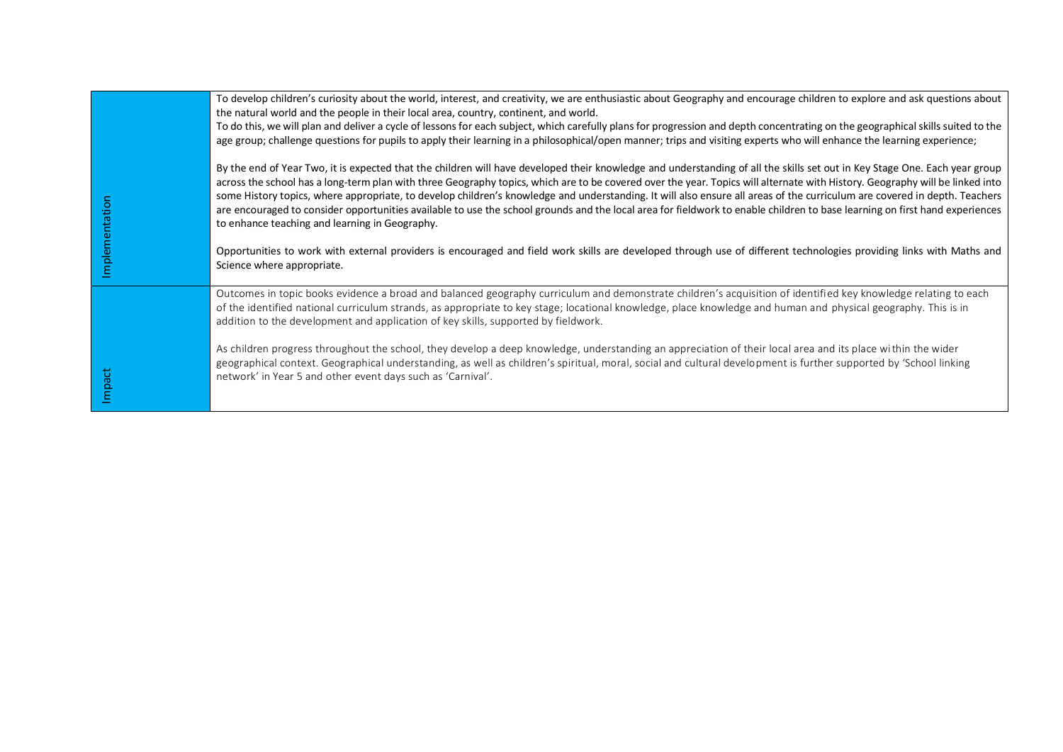| | |
|---|---|
| Implementation | To develop children's curiosity about the world, interest, and creativity, we are enthusiastic about Geography and encourage children to explore and ask questions about the natural world and the people in their local area, country, continent, and world.<br>To do this, we will plan and deliver a cycle of lessons for each subject, which carefully plans for progression and depth concentrating on the geographical skills suited to the age group; challenge questions for pupils to apply their learning in a philosophical/open manner; trips and visiting experts who will enhance the learning experience;<br><br>By the end of Year Two, it is expected that the children will have developed their knowledge and understanding of all the skills set out in Key Stage One. Each year group across the school has a long-term plan with three Geography topics, which are to be covered over the year. Topics will alternate with History. Geography will be linked into some History topics, where appropriate, to develop children's knowledge and understanding. It will also ensure all areas of the curriculum are covered in depth. Teachers are encouraged to consider opportunities available to use the school grounds and the local area for fieldwork to enable children to base learning on first hand experiences to enhance teaching and learning in Geography.<br><br>Opportunities to work with external providers is encouraged and field work skills are developed through use of different technologies providing links with Maths and Science where appropriate. |
| Impact | Outcomes in topic books evidence a broad and balanced geography curriculum and demonstrate children's acquisition of identified key knowledge relating to each of the identified national curriculum strands, as appropriate to key stage; locational knowledge, place knowledge and human and physical geography. This is in addition to the development and application of key skills, supported by fieldwork.<br><br>As children progress throughout the school, they develop a deep knowledge, understanding an appreciation of their local area and its place within the wider geographical context. Geographical understanding, as well as children's spiritual, moral, social and cultural development is further supported by 'School linking network' in Year 5 and other event days such as 'Carnival'. |